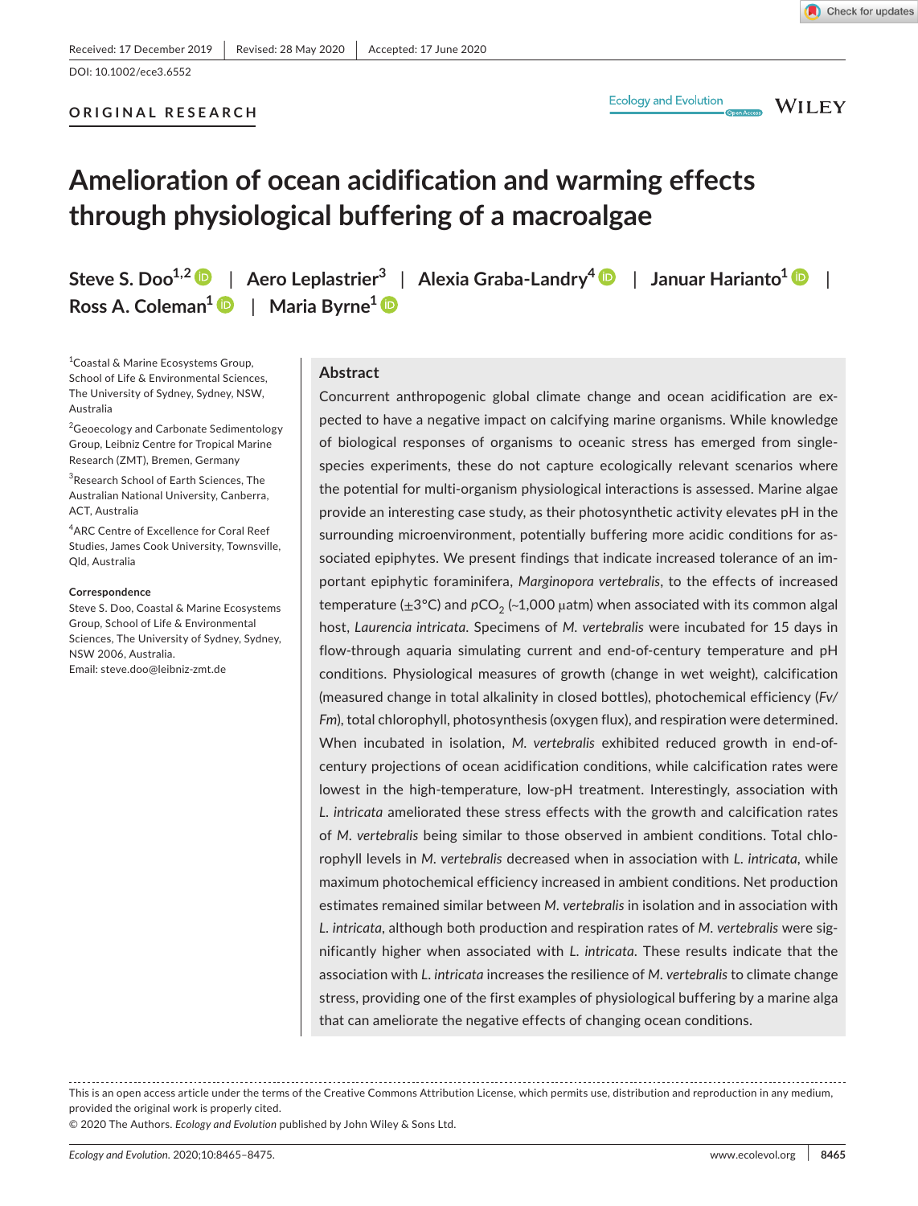Received: 17 December 2019 | Revised: 28 May 2020 | Accepted: 17 June 2020

DOI: 10.1002/ece3.6552

**ORIGINAL RESEARCH**

# Amelioration of ocean acidification and warming effects through physiological buffering of a macroalgae

**Steve S. Doo**[1,2] | **Aero Leplastrier**[3] | **Alexia Graba-Landry**[4] | **Januar Harianto**[1] | **Ross A. Coleman**[1] | **Maria Byrne**[1]

[1]Coastal & Marine Ecosystems Group, School of Life & Environmental Sciences, The University of Sydney, Sydney, NSW, Australia

[2]Geoecology and Carbonate Sedimentology Group, Leibniz Centre for Tropical Marine Research (ZMT), Bremen, Germany

[3]Research School of Earth Sciences, The Australian National University, Canberra, ACT, Australia

[4]ARC Centre of Excellence for Coral Reef Studies, James Cook University, Townsville, Qld, Australia

**Correspondence**
Steve S. Doo, Coastal & Marine Ecosystems Group, School of Life & Environmental Sciences, The University of Sydney, Sydney, NSW 2006, Australia.
Email: steve.doo@leibniz-zmt.de

## Abstract

Concurrent anthropogenic global climate change and ocean acidification are expected to have a negative impact on calcifying marine organisms. While knowledge of biological responses of organisms to oceanic stress has emerged from single-species experiments, these do not capture ecologically relevant scenarios where the potential for multi-organism physiological interactions is assessed. Marine algae provide an interesting case study, as their photosynthetic activity elevates pH in the surrounding microenvironment, potentially buffering more acidic conditions for associated epiphytes. We present findings that indicate increased tolerance of an important epiphytic foraminifera, *Marginopora vertebralis*, to the effects of increased temperature (±3°C) and $pCO_2$ (~1,000 µatm) when associated with its common algal host, *Laurencia intricata*. Specimens of *M. vertebralis* were incubated for 15 days in flow-through aquaria simulating current and end-of-century temperature and pH conditions. Physiological measures of growth (change in wet weight), calcification (measured change in total alkalinity in closed bottles), photochemical efficiency (*Fv/Fm*), total chlorophyll, photosynthesis (oxygen flux), and respiration were determined. When incubated in isolation, *M. vertebralis* exhibited reduced growth in end-of-century projections of ocean acidification conditions, while calcification rates were lowest in the high-temperature, low-pH treatment. Interestingly, association with *L. intricata* ameliorated these stress effects with the growth and calcification rates of *M. vertebralis* being similar to those observed in ambient conditions. Total chlorophyll levels in *M. vertebralis* decreased when in association with *L. intricata*, while maximum photochemical efficiency increased in ambient conditions. Net production estimates remained similar between *M. vertebralis* in isolation and in association with *L. intricata*, although both production and respiration rates of *M. vertebralis* were significantly higher when associated with *L. intricata*. These results indicate that the association with *L. intricata* increases the resilience of *M. vertebralis* to climate change stress, providing one of the first examples of physiological buffering by a marine alga that can ameliorate the negative effects of changing ocean conditions.

This is an open access article under the terms of the Creative Commons Attribution License, which permits use, distribution and reproduction in any medium, provided the original work is properly cited.
© 2020 The Authors. *Ecology and Evolution* published by John Wiley & Sons Ltd.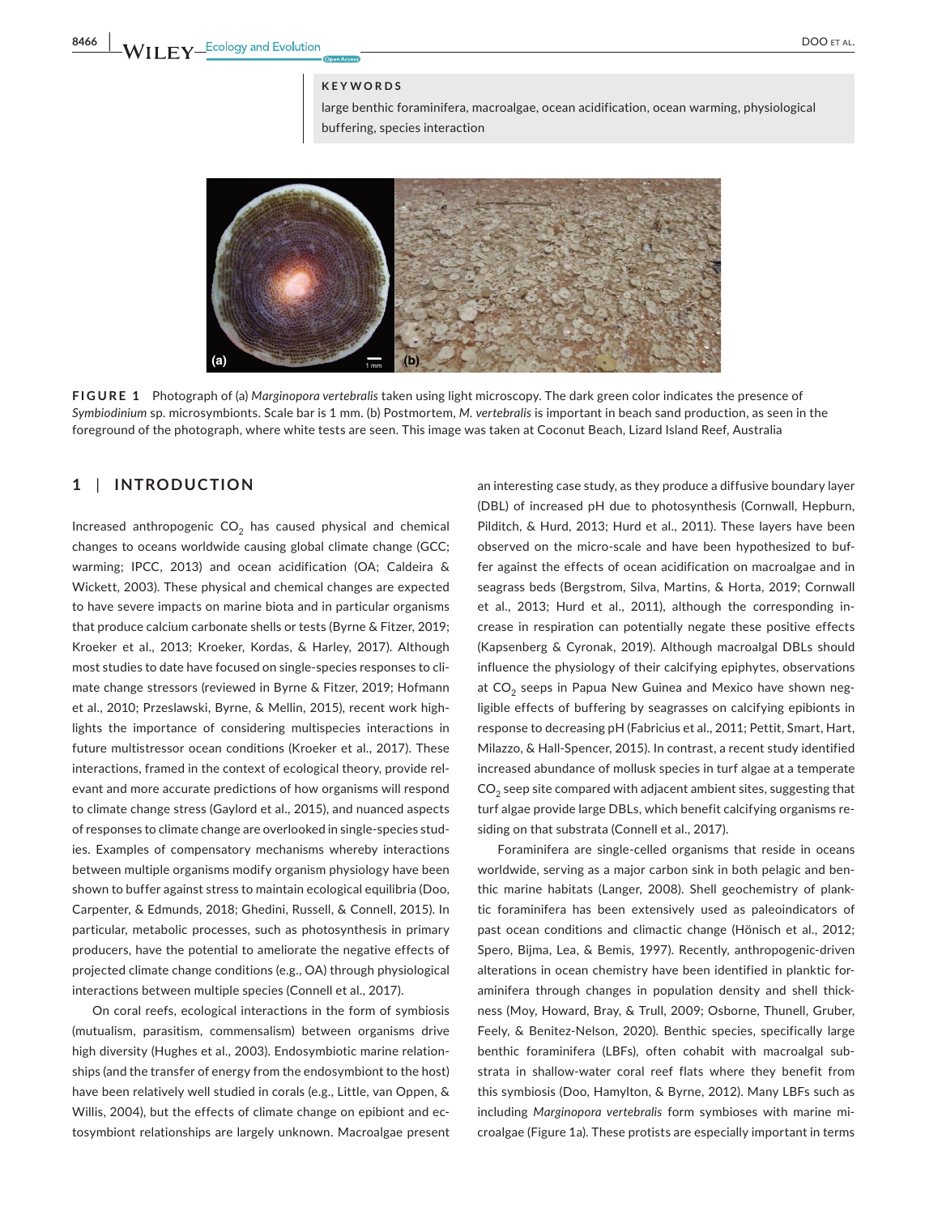**KEYWORDS**

large benthic foraminifera, macroalgae, ocean acidification, ocean warming, physiological buffering, species interaction

**FIGURE 1** Photograph of (a) *Marginopora vertebralis* taken using light microscopy. The dark green color indicates the presence of *Symbiodinium* sp. microsymbionts. Scale bar is 1 mm. (b) Postmortem, *M. vertebralis* is important in beach sand production, as seen in the foreground of the photograph, where white tests are seen. This image was taken at Coconut Beach, Lizard Island Reef, Australia

## 1 | INTRODUCTION

Increased anthropogenic $CO_2$ has caused physical and chemical changes to oceans worldwide causing global climate change (GCC; warming; IPCC, 2013) and ocean acidification (OA; Caldeira & Wickett, 2003). These physical and chemical changes are expected to have severe impacts on marine biota and in particular organisms that produce calcium carbonate shells or tests (Byrne & Fitzer, 2019; Kroeker et al., 2013; Kroeker, Kordas, & Harley, 2017). Although most studies to date have focused on single-species responses to climate change stressors (reviewed in Byrne & Fitzer, 2019; Hofmann et al., 2010; Przeslawski, Byrne, & Mellin, 2015), recent work highlights the importance of considering multispecies interactions in future multistressor ocean conditions (Kroeker et al., 2017). These interactions, framed in the context of ecological theory, provide relevant and more accurate predictions of how organisms will respond to climate change stress (Gaylord et al., 2015), and nuanced aspects of responses to climate change are overlooked in single-species studies. Examples of compensatory mechanisms whereby interactions between multiple organisms modify organism physiology have been shown to buffer against stress to maintain ecological equilibria (Doo, Carpenter, & Edmunds, 2018; Ghedini, Russell, & Connell, 2015). In particular, metabolic processes, such as photosynthesis in primary producers, have the potential to ameliorate the negative effects of projected climate change conditions (e.g., OA) through physiological interactions between multiple species (Connell et al., 2017).

On coral reefs, ecological interactions in the form of symbiosis (mutualism, parasitism, commensalism) between organisms drive high diversity (Hughes et al., 2003). Endosymbiotic marine relationships (and the transfer of energy from the endosymbiont to the host) have been relatively well studied in corals (e.g., Little, van Oppen, & Willis, 2004), but the effects of climate change on epibiont and ectosymbiont relationships are largely unknown. Macroalgae present an interesting case study, as they produce a diffusive boundary layer (DBL) of increased pH due to photosynthesis (Cornwall, Hepburn, Pilditch, & Hurd, 2013; Hurd et al., 2011). These layers have been observed on the micro-scale and have been hypothesized to buffer against the effects of ocean acidification on macroalgae and in seagrass beds (Bergstrom, Silva, Martins, & Horta, 2019; Cornwall et al., 2013; Hurd et al., 2011), although the corresponding increase in respiration can potentially negate these positive effects (Kapsenberg & Cyronak, 2019). Although macroalgal DBLs should influence the physiology of their calcifying epiphytes, observations at $CO_2$ seeps in Papua New Guinea and Mexico have shown negligible effects of buffering by seagrasses on calcifying epibionts in response to decreasing pH (Fabricius et al., 2011; Pettit, Smart, Hart, Milazzo, & Hall-Spencer, 2015). In contrast, a recent study identified increased abundance of mollusk species in turf algae at a temperate $CO_2$ seep site compared with adjacent ambient sites, suggesting that turf algae provide large DBLs, which benefit calcifying organisms residing on that substrata (Connell et al., 2017).

Foraminifera are single-celled organisms that reside in oceans worldwide, serving as a major carbon sink in both pelagic and benthic marine habitats (Langer, 2008). Shell geochemistry of planktic foraminifera has been extensively used as paleoindicators of past ocean conditions and climactic change (Hönisch et al., 2012; Spero, Bijma, Lea, & Bemis, 1997). Recently, anthropogenic-driven alterations in ocean chemistry have been identified in planktic foraminifera through changes in population density and shell thickness (Moy, Howard, Bray, & Trull, 2009; Osborne, Thunell, Gruber, Feely, & Benitez-Nelson, 2020). Benthic species, specifically large benthic foraminifera (LBFs), often cohabit with macroalgal substrata in shallow-water coral reef flats where they benefit from this symbiosis (Doo, Hamylton, & Byrne, 2012). Many LBFs such as including *Marginopora vertebralis* form symbioses with marine microalgae (Figure 1a). These protists are especially important in terms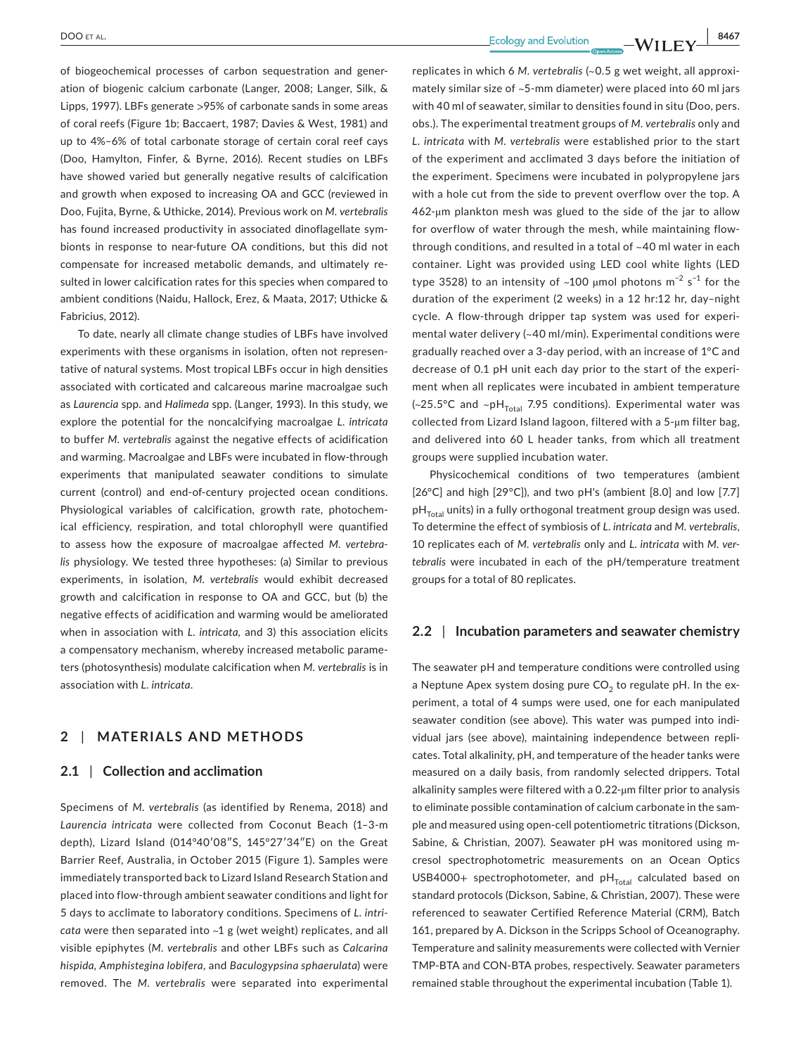of biogeochemical processes of carbon sequestration and generation of biogenic calcium carbonate (Langer, 2008; Langer, Silk, & Lipps, 1997). LBFs generate >95% of carbonate sands in some areas of coral reefs (Figure 1b; Baccaert, 1987; Davies & West, 1981) and up to 4%–6% of total carbonate storage of certain coral reef cays (Doo, Hamylton, Finfer, & Byrne, 2016). Recent studies on LBFs have showed varied but generally negative results of calcification and growth when exposed to increasing OA and GCC (reviewed in Doo, Fujita, Byrne, & Uthicke, 2014). Previous work on *M. vertebralis* has found increased productivity in associated dinoflagellate symbionts in response to near-future OA conditions, but this did not compensate for increased metabolic demands, and ultimately resulted in lower calcification rates for this species when compared to ambient conditions (Naidu, Hallock, Erez, & Maata, 2017; Uthicke & Fabricius, 2012).

To date, nearly all climate change studies of LBFs have involved experiments with these organisms in isolation, often not representative of natural systems. Most tropical LBFs occur in high densities associated with corticated and calcareous marine macroalgae such as *Laurencia* spp. and *Halimeda* spp. (Langer, 1993). In this study, we explore the potential for the noncalcifying macroalgae *L. intricata* to buffer *M. vertebralis* against the negative effects of acidification and warming. Macroalgae and LBFs were incubated in flow-through experiments that manipulated seawater conditions to simulate current (control) and end-of-century projected ocean conditions. Physiological variables of calcification, growth rate, photochemical efficiency, respiration, and total chlorophyll were quantified to assess how the exposure of macroalgae affected *M. vertebralis* physiology. We tested three hypotheses: (a) Similar to previous experiments, in isolation, *M. vertebralis* would exhibit decreased growth and calcification in response to OA and GCC, but (b) the negative effects of acidification and warming would be ameliorated when in association with *L. intricata*, and 3) this association elicits a compensatory mechanism, whereby increased metabolic parameters (photosynthesis) modulate calcification when *M. vertebralis* is in association with *L. intricata*.

## 2 | MATERIALS AND METHODS

### 2.1 | Collection and acclimation

Specimens of *M. vertebralis* (as identified by Renema, 2018) and *Laurencia intricata* were collected from Coconut Beach (1–3-m depth), Lizard Island (014°40′08″S, 145°27′34″E) on the Great Barrier Reef, Australia, in October 2015 (Figure 1). Samples were immediately transported back to Lizard Island Research Station and placed into flow-through ambient seawater conditions and light for 5 days to acclimate to laboratory conditions. Specimens of *L. intricata* were then separated into ~1 g (wet weight) replicates, and all visible epiphytes (*M. vertebralis* and other LBFs such as *Calcarina hispida*, *Amphistegina lobifera*, and *Baculogypsina sphaerulata*) were removed. The *M. vertebralis* were separated into experimental replicates in which 6 *M. vertebralis* (~0.5 g wet weight, all approximately similar size of ~5-mm diameter) were placed into 60 ml jars with 40 ml of seawater, similar to densities found in situ (Doo, pers. obs.). The experimental treatment groups of *M. vertebralis* only and *L. intricata* with *M. vertebralis* were established prior to the start of the experiment and acclimated 3 days before the initiation of the experiment. Specimens were incubated in polypropylene jars with a hole cut from the side to prevent overflow over the top. A 462-μm plankton mesh was glued to the side of the jar to allow for overflow of water through the mesh, while maintaining flow-through conditions, and resulted in a total of ~40 ml water in each container. Light was provided using LED cool white lights (LED type 3528) to an intensity of ~100 μmol photons $m^{-2}$ $s^{-1}$ for the duration of the experiment (2 weeks) in a 12 hr:12 hr, day–night cycle. A flow-through dripper tap system was used for experimental water delivery (~40 ml/min). Experimental conditions were gradually reached over a 3-day period, with an increase of 1°C and decrease of 0.1 pH unit each day prior to the start of the experiment when all replicates were incubated in ambient temperature (~25.5°C and ~$pH_{Total}$ 7.95 conditions). Experimental water was collected from Lizard Island lagoon, filtered with a 5-μm filter bag, and delivered into 60 L header tanks, from which all treatment groups were supplied incubation water.

Physicochemical conditions of two temperatures (ambient [26°C] and high [29°C]), and two pH's (ambient [8.0] and low [7.7] $pH_{Total}$ units) in a fully orthogonal treatment group design was used. To determine the effect of symbiosis of *L. intricata* and *M. vertebralis*, 10 replicates each of *M. vertebralis* only and *L. intricata* with *M. vertebralis* were incubated in each of the pH/temperature treatment groups for a total of 80 replicates.

### 2.2 | Incubation parameters and seawater chemistry

The seawater pH and temperature conditions were controlled using a Neptune Apex system dosing pure $CO_2$ to regulate pH. In the experiment, a total of 4 sumps were used, one for each manipulated seawater condition (see above). This water was pumped into individual jars (see above), maintaining independence between replicates. Total alkalinity, pH, and temperature of the header tanks were measured on a daily basis, from randomly selected drippers. Total alkalinity samples were filtered with a 0.22-μm filter prior to analysis to eliminate possible contamination of calcium carbonate in the sample and measured using open-cell potentiometric titrations (Dickson, Sabine, & Christian, 2007). Seawater pH was monitored using m-cresol spectrophotometric measurements on an Ocean Optics USB4000+ spectrophotometer, and $pH_{Total}$ calculated based on standard protocols (Dickson, Sabine, & Christian, 2007). These were referenced to seawater Certified Reference Material (CRM), Batch 161, prepared by A. Dickson in the Scripps School of Oceanography. Temperature and salinity measurements were collected with Vernier TMP-BTA and CON-BTA probes, respectively. Seawater parameters remained stable throughout the experimental incubation (Table 1).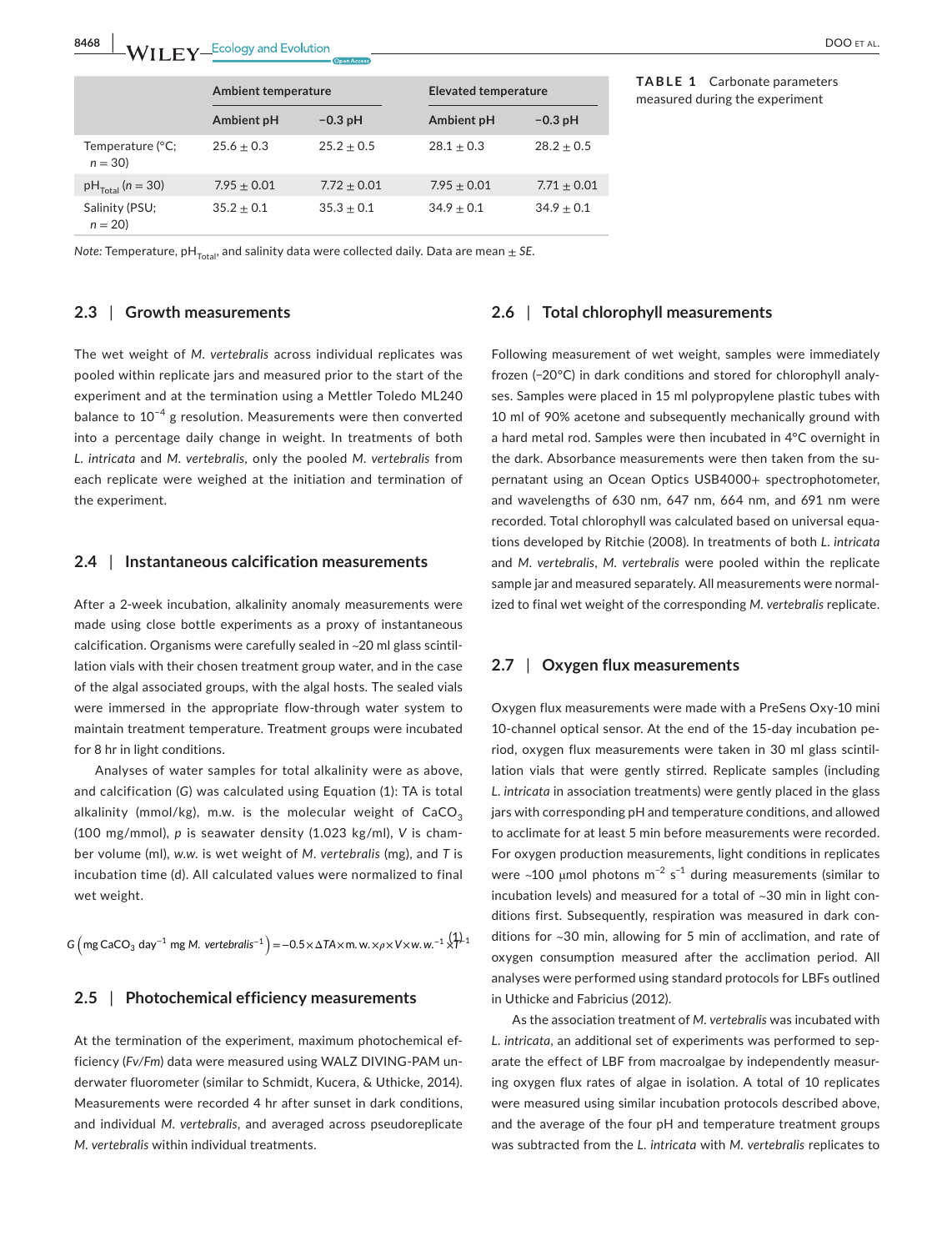**TABLE 1** Carbonate parameters measured during the experiment

| | Ambient temperature | | Elevated temperature | |
|---|---|---|---|---|
| | Ambient pH | −0.3 pH | Ambient pH | −0.3 pH |
| Temperature (°C; $n = 30$) | $25.6 \pm 0.3$ | $25.2 \pm 0.5$ | $28.1 \pm 0.3$ | $28.2 \pm 0.5$ |
| $pH_{Total}$ ($n = 30$) | $7.95 \pm 0.01$ | $7.72 \pm 0.01$ | $7.95 \pm 0.01$ | $7.71 \pm 0.01$ |
| Salinity (PSU; $n = 20$) | $35.2 \pm 0.1$ | $35.3 \pm 0.1$ | $34.9 \pm 0.1$ | $34.9 \pm 0.1$ |

*Note:* Temperature, $pH_{Total}$, and salinity data were collected daily. Data are mean ± *SE*.

### 2.3 | Growth measurements

The wet weight of *M. vertebralis* across individual replicates was pooled within replicate jars and measured prior to the start of the experiment and at the termination using a Mettler Toledo ML240 balance to $10^{-4}$ g resolution. Measurements were then converted into a percentage daily change in weight. In treatments of both *L. intricata* and *M. vertebralis*, only the pooled *M. vertebralis* from each replicate were weighed at the initiation and termination of the experiment.

### 2.4 | Instantaneous calcification measurements

After a 2-week incubation, alkalinity anomaly measurements were made using close bottle experiments as a proxy of instantaneous calcification. Organisms were carefully sealed in ~20 ml glass scintillation vials with their chosen treatment group water, and in the case of the algal associated groups, with the algal hosts. The sealed vials were immersed in the appropriate flow-through water system to maintain treatment temperature. Treatment groups were incubated for 8 hr in light conditions.

Analyses of water samples for total alkalinity were as above, and calcification (*G*) was calculated using Equation (1): TA is total alkalinity (mmol/kg), m.w. is the molecular weight of $CaCO_3$ (100 mg/mmol), *p* is seawater density (1.023 kg/ml), *V* is chamber volume (ml), *w.w.* is wet weight of *M. vertebralis* (mg), and *T* is incubation time (d). All calculated values were normalized to final wet weight.

$$G\left(\text{mg CaCO}_3\ \text{day}^{-1}\ \text{mg}\ M.\ vertebralis^{-1}\right) = -0.5 \times \Delta TA \times \text{m.w.} \times \rho \times V \times \text{w.w.}^{-1} \times T^{-1} \quad (1)$$

### 2.5 | Photochemical efficiency measurements

At the termination of the experiment, maximum photochemical efficiency (*Fv/Fm*) data were measured using WALZ DIVING-PAM underwater fluorometer (similar to Schmidt, Kucera, & Uthicke, 2014). Measurements were recorded 4 hr after sunset in dark conditions, and individual *M. vertebralis*, and averaged across pseudoreplicate *M. vertebralis* within individual treatments.

### 2.6 | Total chlorophyll measurements

Following measurement of wet weight, samples were immediately frozen (−20°C) in dark conditions and stored for chlorophyll analyses. Samples were placed in 15 ml polypropylene plastic tubes with 10 ml of 90% acetone and subsequently mechanically ground with a hard metal rod. Samples were then incubated in 4°C overnight in the dark. Absorbance measurements were then taken from the supernatant using an Ocean Optics USB4000+ spectrophotometer, and wavelengths of 630 nm, 647 nm, 664 nm, and 691 nm were recorded. Total chlorophyll was calculated based on universal equations developed by Ritchie (2008). In treatments of both *L. intricata* and *M. vertebralis*, *M. vertebralis* were pooled within the replicate sample jar and measured separately. All measurements were normalized to final wet weight of the corresponding *M. vertebralis* replicate.

### 2.7 | Oxygen flux measurements

Oxygen flux measurements were made with a PreSens Oxy-10 mini 10-channel optical sensor. At the end of the 15-day incubation period, oxygen flux measurements were taken in 30 ml glass scintillation vials that were gently stirred. Replicate samples (including *L. intricata* in association treatments) were gently placed in the glass jars with corresponding pH and temperature conditions, and allowed to acclimate for at least 5 min before measurements were recorded. For oxygen production measurements, light conditions in replicates were ~100 μmol photons $m^{-2}$ $s^{-1}$ during measurements (similar to incubation levels) and measured for a total of ~30 min in light conditions first. Subsequently, respiration was measured in dark conditions for ~30 min, allowing for 5 min of acclimation, and rate of oxygen consumption measured after the acclimation period. All analyses were performed using standard protocols for LBFs outlined in Uthicke and Fabricius (2012).

As the association treatment of *M. vertebralis* was incubated with *L. intricata*, an additional set of experiments was performed to separate the effect of LBF from macroalgae by independently measuring oxygen flux rates of algae in isolation. A total of 10 replicates were measured using similar incubation protocols described above, and the average of the four pH and temperature treatment groups was subtracted from the *L. intricata* with *M. vertebralis* replicates to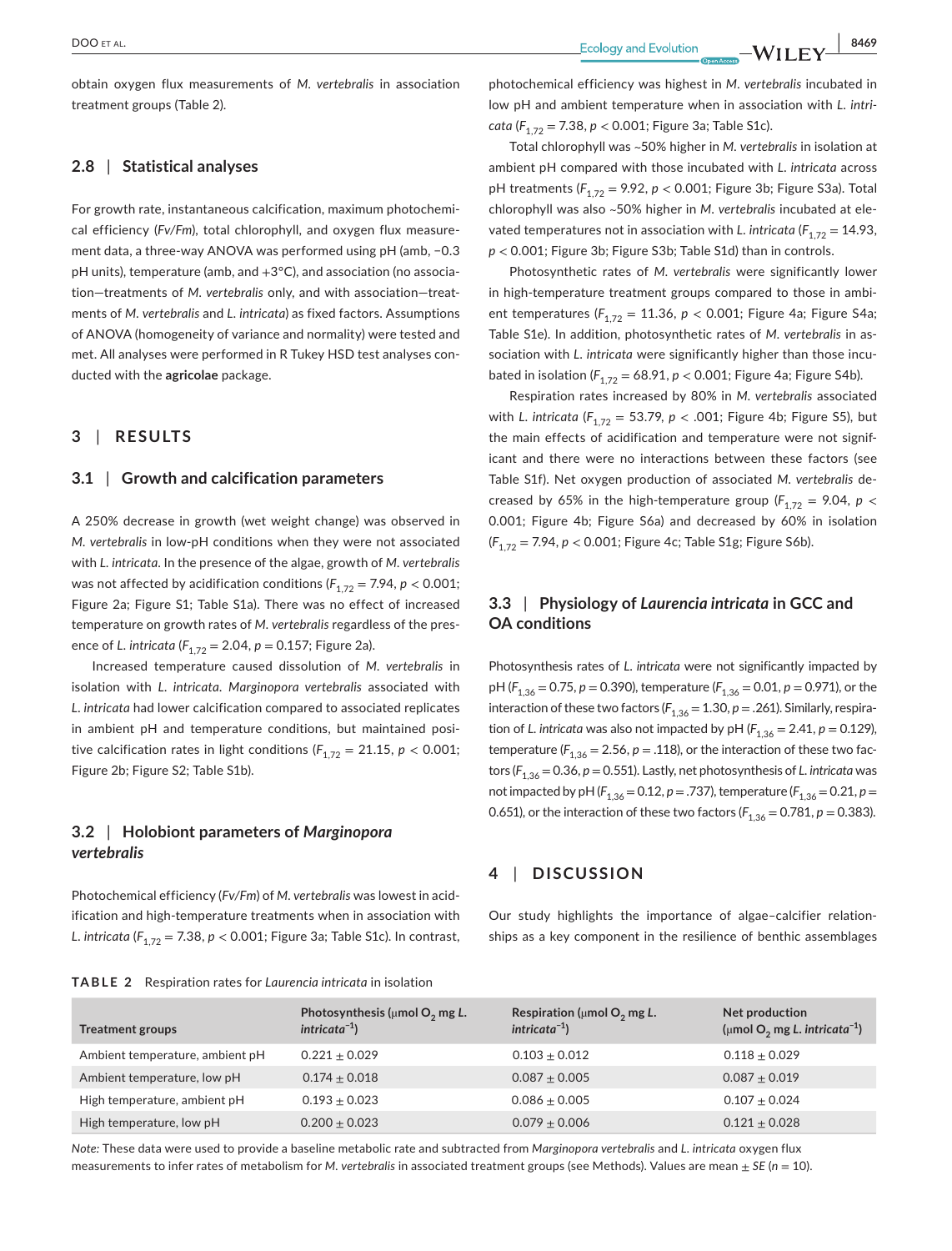obtain oxygen flux measurements of *M. vertebralis* in association treatment groups (Table 2).

### 2.8 | Statistical analyses

For growth rate, instantaneous calcification, maximum photochemical efficiency (*Fv/Fm*), total chlorophyll, and oxygen flux measurement data, a three-way ANOVA was performed using pH (amb, −0.3 pH units), temperature (amb, and +3°C), and association (no association—treatments of *M. vertebralis* only, and with association—treatments of *M. vertebralis* and *L. intricata*) as fixed factors. Assumptions of ANOVA (homogeneity of variance and normality) were tested and met. All analyses were performed in R Tukey HSD test analyses conducted with the **agricolae** package.

## 3 | RESULTS

### 3.1 | Growth and calcification parameters

A 250% decrease in growth (wet weight change) was observed in *M. vertebralis* in low-pH conditions when they were not associated with *L. intricata*. In the presence of the algae, growth of *M. vertebralis* was not affected by acidification conditions ($F_{1,72} = 7.94$, $p < 0.001$; Figure 2a; Figure S1; Table S1a). There was no effect of increased temperature on growth rates of *M. vertebralis* regardless of the presence of *L. intricata* ($F_{1,72} = 2.04$, $p = 0.157$; Figure 2a).

Increased temperature caused dissolution of *M. vertebralis* in isolation with *L. intricata*. *Marginopora vertebralis* associated with *L. intricata* had lower calcification compared to associated replicates in ambient pH and temperature conditions, but maintained positive calcification rates in light conditions ($F_{1,72} = 21.15$, $p < 0.001$; Figure 2b; Figure S2; Table S1b).

### 3.2 | Holobiont parameters of *Marginopora vertebralis*

Photochemical efficiency (*Fv/Fm*) of *M. vertebralis* was lowest in acidification and high-temperature treatments when in association with *L. intricata* ($F_{1,72} = 7.38$, $p < 0.001$; Figure 3a; Table S1c). In contrast, photochemical efficiency was highest in *M. vertebralis* incubated in low pH and ambient temperature when in association with *L. intricata* ($F_{1,72} = 7.38$, $p < 0.001$; Figure 3a; Table S1c).

Total chlorophyll was ~50% higher in *M. vertebralis* in isolation at ambient pH compared with those incubated with *L. intricata* across pH treatments ($F_{1,72} = 9.92$, $p < 0.001$; Figure 3b; Figure S3a). Total chlorophyll was also ~50% higher in *M. vertebralis* incubated at elevated temperatures not in association with *L. intricata* ($F_{1,72} = 14.93$, $p < 0.001$; Figure 3b; Figure S3b; Table S1d) than in controls.

Photosynthetic rates of *M. vertebralis* were significantly lower in high-temperature treatment groups compared to those in ambient temperatures ($F_{1,72} = 11.36$, $p < 0.001$; Figure 4a; Figure S4a; Table S1e). In addition, photosynthetic rates of *M. vertebralis* in association with *L. intricata* were significantly higher than those incubated in isolation ($F_{1,72} = 68.91$, $p < 0.001$; Figure 4a; Figure S4b).

Respiration rates increased by 80% in *M. vertebralis* associated with *L. intricata* ($F_{1,72} = 53.79$, $p < .001$; Figure 4b; Figure S5), but the main effects of acidification and temperature were not significant and there were no interactions between these factors (see Table S1f). Net oxygen production of associated *M. vertebralis* decreased by 65% in the high-temperature group ($F_{1,72} = 9.04$, $p < 0.001$; Figure 4b; Figure S6a) and decreased by 60% in isolation ($F_{1,72} = 7.94$, $p < 0.001$; Figure 4c; Table S1g; Figure S6b).

### 3.3 | Physiology of *Laurencia intricata* in GCC and OA conditions

Photosynthesis rates of *L. intricata* were not significantly impacted by pH ($F_{1,36} = 0.75$, $p = 0.390$), temperature ($F_{1,36} = 0.01$, $p = 0.971$), or the interaction of these two factors ($F_{1,36} = 1.30$, $p = .261$). Similarly, respiration of *L. intricata* was also not impacted by pH ($F_{1,36} = 2.41$, $p = 0.129$), temperature ($F_{1,36} = 2.56$, $p = .118$), or the interaction of these two factors ($F_{1,36} = 0.36$, $p = 0.551$). Lastly, net photosynthesis of *L. intricata* was not impacted by pH ($F_{1,36} = 0.12$, $p = .737$), temperature ($F_{1,36} = 0.21$, $p = 0.651$), or the interaction of these two factors ($F_{1,36} = 0.781$, $p = 0.383$).

## 4 | DISCUSSION

Our study highlights the importance of algae–calcifier relationships as a key component in the resilience of benthic assemblages

**TABLE 2** Respiration rates for *Laurencia intricata* in isolation

| Treatment groups | Photosynthesis (μmol $O_2$ mg *L. intricata*$^{-1}$) | Respiration (μmol $O_2$ mg *L. intricata*$^{-1}$) | Net production (μmol $O_2$ mg *L. intricata*$^{-1}$) |
|---|---|---|---|
| Ambient temperature, ambient pH | 0.221 ± 0.029 | 0.103 ± 0.012 | 0.118 ± 0.029 |
| Ambient temperature, low pH | 0.174 ± 0.018 | 0.087 ± 0.005 | 0.087 ± 0.019 |
| High temperature, ambient pH | 0.193 ± 0.023 | 0.086 ± 0.005 | 0.107 ± 0.024 |
| High temperature, low pH | 0.200 ± 0.023 | 0.079 ± 0.006 | 0.121 ± 0.028 |

*Note:* These data were used to provide a baseline metabolic rate and subtracted from *Marginopora vertebralis* and *L. intricata* oxygen flux measurements to infer rates of metabolism for *M. vertebralis* in associated treatment groups (see Methods). Values are mean ± *SE* (*n* = 10).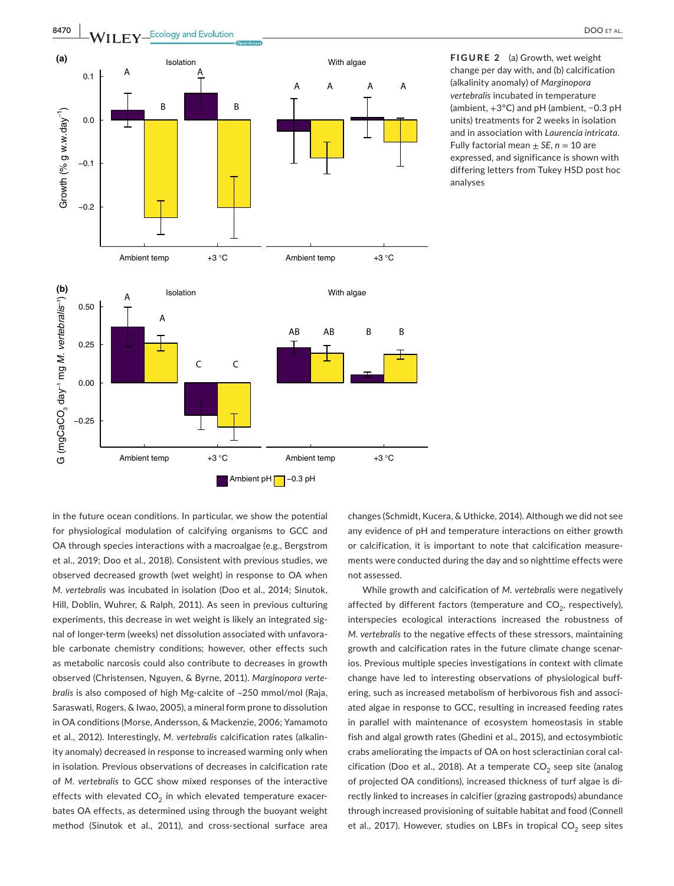**FIGURE 2** (a) Growth, wet weight change per day with, and (b) calcification (alkalinity anomaly) of *Marginopora vertebralis* incubated in temperature (ambient, +3°C) and pH (ambient, −0.3 pH units) treatments for 2 weeks in isolation and in association with *Laurencia intricata*. Fully factorial mean ± *SE*, *n* = 10 are expressed, and significance is shown with differing letters from Tukey HSD post hoc analyses

in the future ocean conditions. In particular, we show the potential for physiological modulation of calcifying organisms to GCC and OA through species interactions with a macroalgae (e.g., Bergstrom et al., 2019; Doo et al., 2018). Consistent with previous studies, we observed decreased growth (wet weight) in response to OA when *M. vertebralis* was incubated in isolation (Doo et al., 2014; Sinutok, Hill, Doblin, Wuhrer, & Ralph, 2011). As seen in previous culturing experiments, this decrease in wet weight is likely an integrated signal of longer-term (weeks) net dissolution associated with unfavorable carbonate chemistry conditions; however, other effects such as metabolic narcosis could also contribute to decreases in growth observed (Christensen, Nguyen, & Byrne, 2011). *Marginopora vertebralis* is also composed of high Mg-calcite of ~250 mmol/mol (Raja, Saraswati, Rogers, & Iwao, 2005), a mineral form prone to dissolution in OA conditions (Morse, Andersson, & Mackenzie, 2006; Yamamoto et al., 2012). Interestingly, *M. vertebralis* calcification rates (alkalinity anomaly) decreased in response to increased warming only when in isolation. Previous observations of decreases in calcification rate of *M. vertebralis* to GCC show mixed responses of the interactive effects with elevated $CO_2$ in which elevated temperature exacerbates OA effects, as determined using through the buoyant weight method (Sinutok et al., 2011), and cross-sectional surface area changes (Schmidt, Kucera, & Uthicke, 2014). Although we did not see any evidence of pH and temperature interactions on either growth or calcification, it is important to note that calcification measurements were conducted during the day and so nighttime effects were not assessed.

While growth and calcification of *M. vertebralis* were negatively affected by different factors (temperature and $CO_2$, respectively), interspecies ecological interactions increased the robustness of *M. vertebralis* to the negative effects of these stressors, maintaining growth and calcification rates in the future climate change scenarios. Previous multiple species investigations in context with climate change have led to interesting observations of physiological buffering, such as increased metabolism of herbivorous fish and associated algae in response to GCC, resulting in increased feeding rates in parallel with maintenance of ecosystem homeostasis in stable fish and algal growth rates (Ghedini et al., 2015), and ectosymbiotic crabs ameliorating the impacts of OA on host scleractinian coral calcification (Doo et al., 2018). At a temperate $CO_2$ seep site (analog of projected OA conditions), increased thickness of turf algae is directly linked to increases in calcifier (grazing gastropods) abundance through increased provisioning of suitable habitat and food (Connell et al., 2017). However, studies on LBFs in tropical $CO_2$ seep sites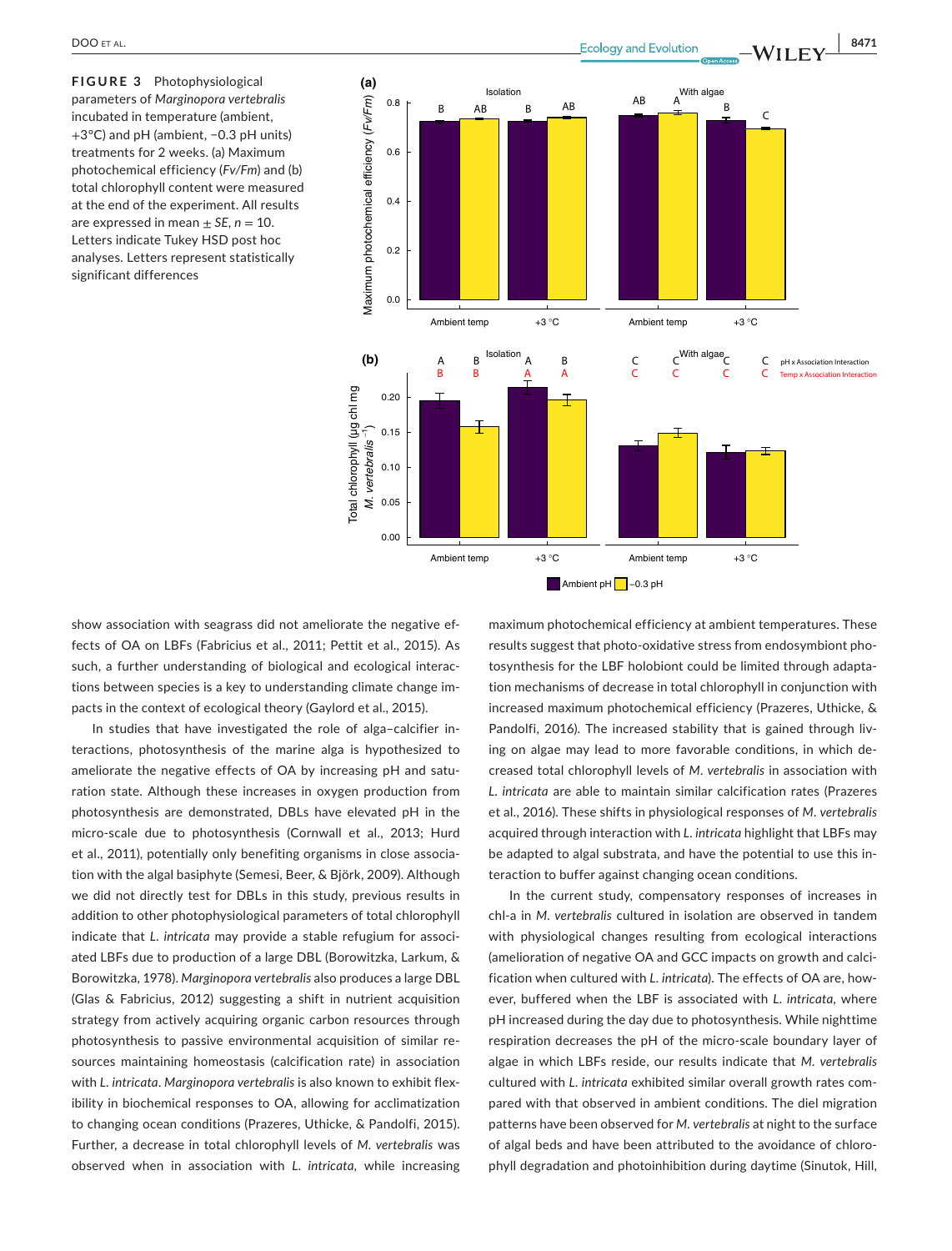**FIGURE 3** Photophysiological parameters of *Marginopora vertebralis* incubated in temperature (ambient, +3°C) and pH (ambient, −0.3 pH units) treatments for 2 weeks. (a) Maximum photochemical efficiency (*Fv/Fm*) and (b) total chlorophyll content were measured at the end of the experiment. All results are expressed in mean ± *SE*, *n* = 10. Letters indicate Tukey HSD post hoc analyses. Letters represent statistically significant differences

show association with seagrass did not ameliorate the negative effects of OA on LBFs (Fabricius et al., 2011; Pettit et al., 2015). As such, a further understanding of biological and ecological interactions between species is a key to understanding climate change impacts in the context of ecological theory (Gaylord et al., 2015).

In studies that have investigated the role of alga–calcifier interactions, photosynthesis of the marine alga is hypothesized to ameliorate the negative effects of OA by increasing pH and saturation state. Although these increases in oxygen production from photosynthesis are demonstrated, DBLs have elevated pH in the micro-scale due to photosynthesis (Cornwall et al., 2013; Hurd et al., 2011), potentially only benefiting organisms in close association with the algal basiphyte (Semesi, Beer, & Björk, 2009). Although we did not directly test for DBLs in this study, previous results in addition to other photophysiological parameters of total chlorophyll indicate that *L. intricata* may provide a stable refugium for associated LBFs due to production of a large DBL (Borowitzka, Larkum, & Borowitzka, 1978). *Marginopora vertebralis* also produces a large DBL (Glas & Fabricius, 2012) suggesting a shift in nutrient acquisition strategy from actively acquiring organic carbon resources through photosynthesis to passive environmental acquisition of similar resources maintaining homeostasis (calcification rate) in association with *L. intricata*. *Marginopora vertebralis* is also known to exhibit flexibility in biochemical responses to OA, allowing for acclimatization to changing ocean conditions (Prazeres, Uthicke, & Pandolfi, 2015). Further, a decrease in total chlorophyll levels of *M. vertebralis* was observed when in association with *L. intricata*, while increasing maximum photochemical efficiency at ambient temperatures. These results suggest that photo-oxidative stress from endosymbiont photosynthesis for the LBF holobiont could be limited through adaptation mechanisms of decrease in total chlorophyll in conjunction with increased maximum photochemical efficiency (Prazeres, Uthicke, & Pandolfi, 2016). The increased stability that is gained through living on algae may lead to more favorable conditions, in which decreased total chlorophyll levels of *M. vertebralis* in association with *L. intricata* are able to maintain similar calcification rates (Prazeres et al., 2016). These shifts in physiological responses of *M. vertebralis* acquired through interaction with *L. intricata* highlight that LBFs may be adapted to algal substrata, and have the potential to use this interaction to buffer against changing ocean conditions.

In the current study, compensatory responses of increases in chl-a in *M. vertebralis* cultured in isolation are observed in tandem with physiological changes resulting from ecological interactions (amelioration of negative OA and GCC impacts on growth and calcification when cultured with *L. intricata*). The effects of OA are, however, buffered when the LBF is associated with *L. intricata*, where pH increased during the day due to photosynthesis. While nighttime respiration decreases the pH of the micro-scale boundary layer of algae in which LBFs reside, our results indicate that *M. vertebralis* cultured with *L. intricata* exhibited similar overall growth rates compared with that observed in ambient conditions. The diel migration patterns have been observed for *M. vertebralis* at night to the surface of algal beds and have been attributed to the avoidance of chlorophyll degradation and photoinhibition during daytime (Sinutok, Hill,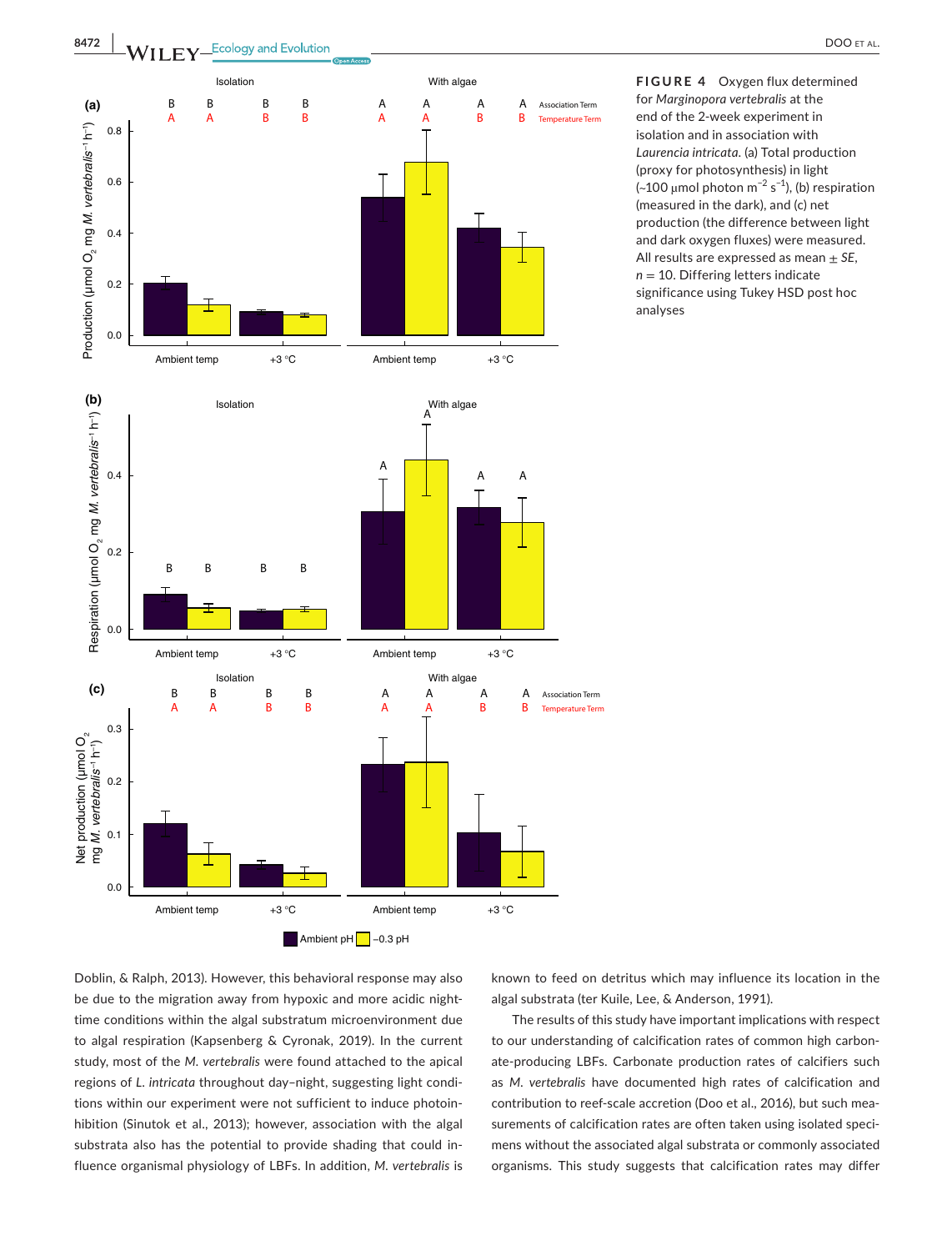**FIGURE 4** Oxygen flux determined for *Marginopora vertebralis* at the end of the 2-week experiment in isolation and in association with *Laurencia intricata*. (a) Total production (proxy for photosynthesis) in light (~100 μmol photon $m^{-2}$ $s^{-1}$), (b) respiration (measured in the dark), and (c) net production (the difference between light and dark oxygen fluxes) were measured. All results are expressed as mean ± *SE*, *n* = 10. Differing letters indicate significance using Tukey HSD post hoc analyses

Doblin, & Ralph, 2013). However, this behavioral response may also be due to the migration away from hypoxic and more acidic nighttime conditions within the algal substratum microenvironment due to algal respiration (Kapsenberg & Cyronak, 2019). In the current study, most of the *M. vertebralis* were found attached to the apical regions of *L. intricata* throughout day–night, suggesting light conditions within our experiment were not sufficient to induce photoinhibition (Sinutok et al., 2013); however, association with the algal substrata also has the potential to provide shading that could influence organismal physiology of LBFs. In addition, *M. vertebralis* is known to feed on detritus which may influence its location in the algal substrata (ter Kuile, Lee, & Anderson, 1991).

The results of this study have important implications with respect to our understanding of calcification rates of common high carbonate-producing LBFs. Carbonate production rates of calcifiers such as *M. vertebralis* have documented high rates of calcification and contribution to reef-scale accretion (Doo et al., 2016), but such measurements of calcification rates are often taken using isolated specimens without the associated algal substrata or commonly associated organisms. This study suggests that calcification rates may differ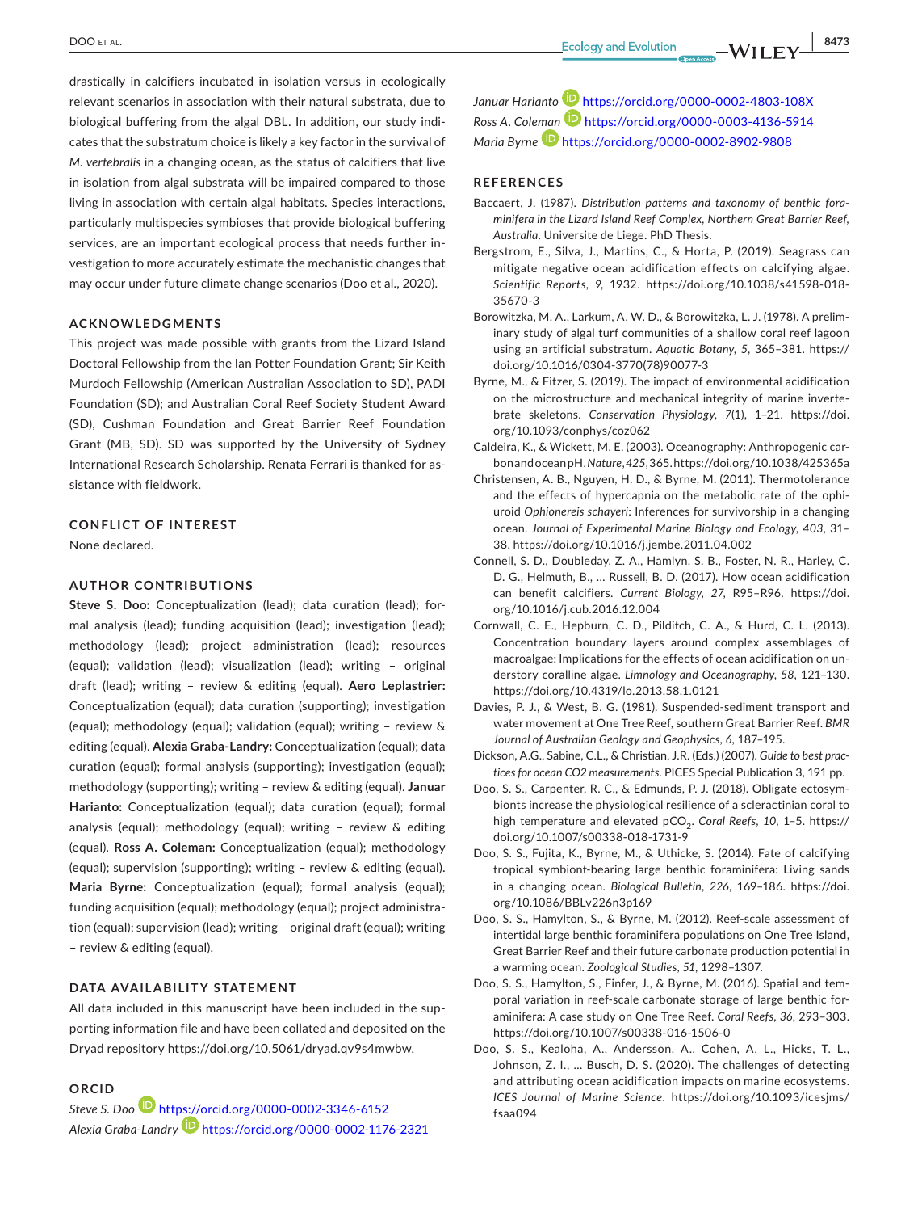drastically in calcifiers incubated in isolation versus in ecologically relevant scenarios in association with their natural substrata, due to biological buffering from the algal DBL. In addition, our study indicates that the substratum choice is likely a key factor in the survival of *M. vertebralis* in a changing ocean, as the status of calcifiers that live in isolation from algal substrata will be impaired compared to those living in association with certain algal habitats. Species interactions, particularly multispecies symbioses that provide biological buffering services, are an important ecological process that needs further investigation to more accurately estimate the mechanistic changes that may occur under future climate change scenarios (Doo et al., 2020).

## ACKNOWLEDGMENTS

This project was made possible with grants from the Lizard Island Doctoral Fellowship from the Ian Potter Foundation Grant; Sir Keith Murdoch Fellowship (American Australian Association to SD), PADI Foundation (SD); and Australian Coral Reef Society Student Award (SD), Cushman Foundation and Great Barrier Reef Foundation Grant (MB, SD). SD was supported by the University of Sydney International Research Scholarship. Renata Ferrari is thanked for assistance with fieldwork.

## CONFLICT OF INTEREST

None declared.

## AUTHOR CONTRIBUTIONS

**Steve S. Doo:** Conceptualization (lead); data curation (lead); formal analysis (lead); funding acquisition (lead); investigation (lead); methodology (lead); project administration (lead); resources (equal); validation (lead); visualization (lead); writing – original draft (lead); writing – review & editing (equal). **Aero Leplastrier:** Conceptualization (equal); data curation (supporting); investigation (equal); methodology (equal); validation (equal); writing – review & editing (equal). **Alexia Graba-Landry:** Conceptualization (equal); data curation (equal); formal analysis (supporting); investigation (equal); methodology (supporting); writing – review & editing (equal). **Januar Harianto:** Conceptualization (equal); data curation (equal); formal analysis (equal); methodology (equal); writing – review & editing (equal). **Ross A. Coleman:** Conceptualization (equal); methodology (equal); supervision (supporting); writing – review & editing (equal). **Maria Byrne:** Conceptualization (equal); formal analysis (equal); funding acquisition (equal); methodology (equal); project administration (equal); supervision (lead); writing – original draft (equal); writing – review & editing (equal).

## DATA AVAILABILITY STATEMENT

All data included in this manuscript have been included in the supporting information file and have been collated and deposited on the Dryad repository https://doi.org/10.5061/dryad.qv9s4mwbw.

## ORCID

*Steve S. Doo* https://orcid.org/0000-0002-3346-6152
*Alexia Graba-Landry* https://orcid.org/0000-0002-1176-2321
*Januar Harianto* https://orcid.org/0000-0002-4803-108X
*Ross A. Coleman* https://orcid.org/0000-0003-4136-5914
*Maria Byrne* https://orcid.org/0000-0002-8902-9808

## REFERENCES

Baccaert, J. (1987). *Distribution patterns and taxonomy of benthic foraminifera in the Lizard Island Reef Complex, Northern Great Barrier Reef, Australia*. Universite de Liege. PhD Thesis.

Bergstrom, E., Silva, J., Martins, C., & Horta, P. (2019). Seagrass can mitigate negative ocean acidification effects on calcifying algae. *Scientific Reports*, *9*, 1932. https://doi.org/10.1038/s41598-018-35670-3

Borowitzka, M. A., Larkum, A. W. D., & Borowitzka, L. J. (1978). A preliminary study of algal turf communities of a shallow coral reef lagoon using an artificial substratum. *Aquatic Botany*, *5*, 365–381. https://doi.org/10.1016/0304-3770(78)90077-3

Byrne, M., & Fitzer, S. (2019). The impact of environmental acidification on the microstructure and mechanical integrity of marine invertebrate skeletons. *Conservation Physiology*, *7*(1), 1–21. https://doi.org/10.1093/conphys/coz062

Caldeira, K., & Wickett, M. E. (2003). Oceanography: Anthropogenic carbon and ocean pH. *Nature*, *425*, 365. https://doi.org/10.1038/425365a

Christensen, A. B., Nguyen, H. D., & Byrne, M. (2011). Thermotolerance and the effects of hypercapnia on the metabolic rate of the ophiuroid *Ophionereis schayeri*: Inferences for survivorship in a changing ocean. *Journal of Experimental Marine Biology and Ecology*, *403*, 31–38. https://doi.org/10.1016/j.jembe.2011.04.002

Connell, S. D., Doubleday, Z. A., Hamlyn, S. B., Foster, N. R., Harley, C. D. G., Helmuth, B., … Russell, B. D. (2017). How ocean acidification can benefit calcifiers. *Current Biology*, *27*, R95–R96. https://doi.org/10.1016/j.cub.2016.12.004

Cornwall, C. E., Hepburn, C. D., Pilditch, C. A., & Hurd, C. L. (2013). Concentration boundary layers around complex assemblages of macroalgae: Implications for the effects of ocean acidification on understory coralline algae. *Limnology and Oceanography*, *58*, 121–130. https://doi.org/10.4319/lo.2013.58.1.0121

Davies, P. J., & West, B. G. (1981). Suspended-sediment transport and water movement at One Tree Reef, southern Great Barrier Reef. *BMR Journal of Australian Geology and Geophysics*, *6*, 187–195.

Dickson, A.G., Sabine, C.L., & Christian, J.R. (Eds.) (2007). *Guide to best practices for ocean CO2 measurements*. PICES Special Publication 3, 191 pp.

Doo, S. S., Carpenter, R. C., & Edmunds, P. J. (2018). Obligate ectosymbionts increase the physiological resilience of a scleractinian coral to high temperature and elevated $pCO_2$. *Coral Reefs*, *10*, 1–5. https://doi.org/10.1007/s00338-018-1731-9

Doo, S. S., Fujita, K., Byrne, M., & Uthicke, S. (2014). Fate of calcifying tropical symbiont-bearing large benthic foraminifera: Living sands in a changing ocean. *Biological Bulletin*, *226*, 169–186. https://doi.org/10.1086/BBLv226n3p169

Doo, S. S., Hamylton, S., & Byrne, M. (2012). Reef-scale assessment of intertidal large benthic foraminifera populations on One Tree Island, Great Barrier Reef and their future carbonate production potential in a warming ocean. *Zoological Studies*, *51*, 1298–1307.

Doo, S. S., Hamylton, S., Finfer, J., & Byrne, M. (2016). Spatial and temporal variation in reef-scale carbonate storage of large benthic foraminifera: A case study on One Tree Reef. *Coral Reefs*, *36*, 293–303. https://doi.org/10.1007/s00338-016-1506-0

Doo, S. S., Kealoha, A., Andersson, A., Cohen, A. L., Hicks, T. L., Johnson, Z. I., … Busch, D. S. (2020). The challenges of detecting and attributing ocean acidification impacts on marine ecosystems. *ICES Journal of Marine Science*. https://doi.org/10.1093/icesjms/fsaa094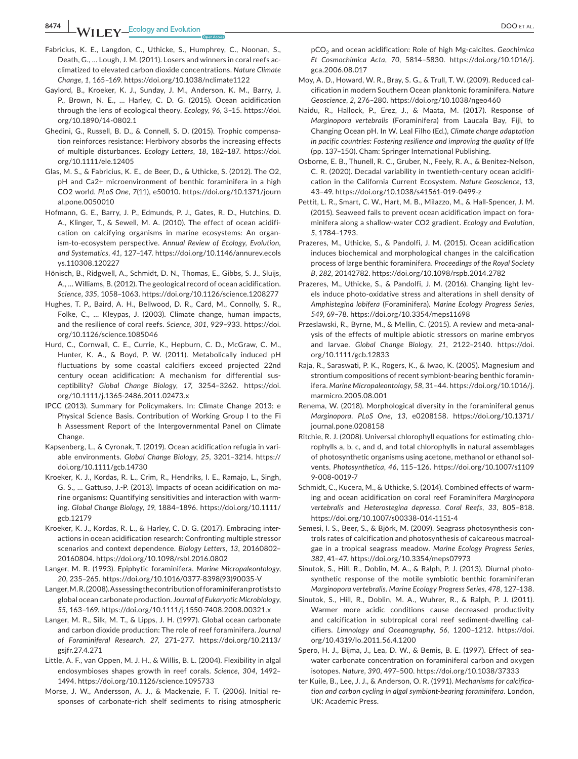Fabricius, K. E., Langdon, C., Uthicke, S., Humphrey, C., Noonan, S., Death, G., … Lough, J. M. (2011). Losers and winners in coral reefs acclimatized to elevated carbon dioxide concentrations. *Nature Climate Change*, *1*, 165–169. https://doi.org/10.1038/nclimate1122

Gaylord, B., Kroeker, K. J., Sunday, J. M., Anderson, K. M., Barry, J. P., Brown, N. E., … Harley, C. D. G. (2015). Ocean acidification through the lens of ecological theory. *Ecology*, *96*, 3–15. https://doi.org/10.1890/14-0802.1

Ghedini, G., Russell, B. D., & Connell, S. D. (2015). Trophic compensation reinforces resistance: Herbivory absorbs the increasing effects of multiple disturbances. *Ecology Letters*, *18*, 182–187. https://doi.org/10.1111/ele.12405

Glas, M. S., & Fabricius, K. E., de Beer, D., & Uthicke, S. (2012). The O2, pH and Ca2+ microenvironment of benthic foraminifera in a high CO2 world. *PLoS One*, *7*(11), e50010. https://doi.org/10.1371/journal.pone.0050010

Hofmann, G. E., Barry, J. P., Edmunds, P. J., Gates, R. D., Hutchins, D. A., Klinger, T., & Sewell, M. A. (2010). The effect of ocean acidification on calcifying organisms in marine ecosystems: An organism-to-ecosystem perspective. *Annual Review of Ecology, Evolution, and Systematics*, *41*, 127–147. https://doi.org/10.1146/annurev.ecolsys.110308.120227

Hönisch, B., Ridgwell, A., Schmidt, D. N., Thomas, E., Gibbs, S. J., Sluijs, A., … Williams, B. (2012). The geological record of ocean acidification. *Science*, *335*, 1058–1063. https://doi.org/10.1126/science.1208277

Hughes, T. P., Baird, A. H., Bellwood, D. R., Card, M., Connolly, S. R., Folke, C., … Kleypas, J. (2003). Climate change, human impacts, and the resilience of coral reefs. *Science*, *301*, 929–933. https://doi.org/10.1126/science.1085046

Hurd, C., Cornwall, C. E., Currie, K., Hepburn, C. D., McGraw, C. M., Hunter, K. A., & Boyd, P. W. (2011). Metabolically induced pH fluctuations by some coastal calcifiers exceed projected 22nd century ocean acidification: A mechanism for differential susceptibility? *Global Change Biology*, *17*, 3254–3262. https://doi.org/10.1111/j.1365-2486.2011.02473.x

IPCC (2013). Summary for Policymakers. In: Climate Change 2013: e Physical Science Basis. Contribution of Working Group I to the Fi h Assessment Report of the Intergovernmental Panel on Climate Change.

Kapsenberg, L., & Cyronak, T. (2019). Ocean acidification refugia in variable environments. *Global Change Biology*, *25*, 3201–3214. https://doi.org/10.1111/gcb.14730

Kroeker, K. J., Kordas, R. L., Crim, R., Hendriks, I. E., Ramajo, L., Singh, G. S., … Gattuso, J.-P. (2013). Impacts of ocean acidification on marine organisms: Quantifying sensitivities and interaction with warming. *Global Change Biology*, *19*, 1884–1896. https://doi.org/10.1111/gcb.12179

Kroeker, K. J., Kordas, R. L., & Harley, C. D. G. (2017). Embracing interactions in ocean acidification research: Confronting multiple stressor scenarios and context dependence. *Biology Letters*, *13*, 20160802–20160804. https://doi.org/10.1098/rsbl.2016.0802

Langer, M. R. (1993). Epiphytic foraminifera. *Marine Micropaleontology*, *20*, 235–265. https://doi.org/10.1016/0377-8398(93)90035-V

Langer, M. R. (2008). Assessing the contribution of foraminiferan protists to global ocean carbonate production. *Journal of Eukaryotic Microbiology*, *55*, 163–169. https://doi.org/10.1111/j.1550-7408.2008.00321.x

Langer, M. R., Silk, M. T., & Lipps, J. H. (1997). Global ocean carbonate and carbon dioxide production: The role of reef foraminifera. *Journal of Foraminiferal Research*, *27*, 271–277. https://doi.org/10.2113/gsjfr.27.4.271

Little, A. F., van Oppen, M. J. H., & Willis, B. L. (2004). Flexibility in algal endosymbioses shapes growth in reef corals. *Science*, *304*, 1492–1494. https://doi.org/10.1126/science.1095733

Morse, J. W., Andersson, A. J., & Mackenzie, F. T. (2006). Initial responses of carbonate-rich shelf sediments to rising atmospheric $pCO_2$ and ocean acidification: Role of high Mg-calcites. *Geochimica Et Cosmochimica Acta*, *70*, 5814–5830. https://doi.org/10.1016/j.gca.2006.08.017

Moy, A. D., Howard, W. R., Bray, S. G., & Trull, T. W. (2009). Reduced calcification in modern Southern Ocean planktonic foraminifera. *Nature Geoscience*, *2*, 276–280. https://doi.org/10.1038/ngeo460

Naidu, R., Hallock, P., Erez, J., & Maata, M. (2017). Response of *Marginopora vertebralis* (Foraminifera) from Laucala Bay, Fiji, to Changing Ocean pH. In W. Leal Filho (Ed.), *Climate change adaptation in pacific countries: Fostering resilience and improving the quality of life* (pp. 137–150). Cham: Springer International Publishing.

Osborne, E. B., Thunell, R. C., Gruber, N., Feely, R. A., & Benitez-Nelson, C. R. (2020). Decadal variability in twentieth-century ocean acidification in the California Current Ecosystem. *Nature Geoscience*, *13*, 43–49. https://doi.org/10.1038/s41561-019-0499-z

Pettit, L. R., Smart, C. W., Hart, M. B., Milazzo, M., & Hall-Spencer, J. M. (2015). Seaweed fails to prevent ocean acidification impact on foraminifera along a shallow-water CO2 gradient. *Ecology and Evolution*, *5*, 1784–1793.

Prazeres, M., Uthicke, S., & Pandolfi, J. M. (2015). Ocean acidification induces biochemical and morphological changes in the calcification process of large benthic foraminifera. *Proceedings of the Royal Society B*, *282*, 20142782. https://doi.org/10.1098/rspb.2014.2782

Prazeres, M., Uthicke, S., & Pandolfi, J. M. (2016). Changing light levels induce photo-oxidative stress and alterations in shell density of *Amphistegina lobifera* (Foraminifera). *Marine Ecology Progress Series*, *549*, 69–78. https://doi.org/10.3354/meps11698

Przeslawski, R., Byrne, M., & Mellin, C. (2015). A review and meta-analysis of the effects of multiple abiotic stressors on marine embryos and larvae. *Global Change Biology*, *21*, 2122–2140. https://doi.org/10.1111/gcb.12833

Raja, R., Saraswati, P. K., Rogers, K., & Iwao, K. (2005). Magnesium and strontium compositions of recent symbiont-bearing benthic foraminifera. *Marine Micropaleontology*, *58*, 31–44. https://doi.org/10.1016/j.marmicro.2005.08.001

Renema, W. (2018). Morphological diversity in the foraminiferal genus *Marginopora*. *PLoS One*, *13*, e0208158. https://doi.org/10.1371/journal.pone.0208158

Ritchie, R. J. (2008). Universal chlorophyll equations for estimating chlorophylls a, b, c, and d, and total chlorophylls in natural assemblages of photosynthetic organisms using acetone, methanol or ethanol solvents. *Photosynthetica*, *46*, 115–126. https://doi.org/10.1007/s11099-008-0019-7

Schmidt, C., Kucera, M., & Uthicke, S. (2014). Combined effects of warming and ocean acidification on coral reef Foraminifera *Marginopora vertebralis* and *Heterostegina depressa*. *Coral Reefs*, *33*, 805–818. https://doi.org/10.1007/s00338-014-1151-4

Semesi, I. S., Beer, S., & Björk, M. (2009). Seagrass photosynthesis controls rates of calcification and photosynthesis of calcareous macroalgae in a tropical seagrass meadow. *Marine Ecology Progress Series*, *382*, 41–47. https://doi.org/10.3354/meps07973

Sinutok, S., Hill, R., Doblin, M. A., & Ralph, P. J. (2013). Diurnal photosynthetic response of the motile symbiotic benthic foraminiferan *Marginopora vertebralis*. *Marine Ecology Progress Series*, *478*, 127–138.

Sinutok, S., Hill, R., Doblin, M. A., Wuhrer, R., & Ralph, P. J. (2011). Warmer more acidic conditions cause decreased productivity and calcification in subtropical coral reef sediment-dwelling calcifiers. *Limnology and Oceanography*, *56*, 1200–1212. https://doi.org/10.4319/lo.2011.56.4.1200

Spero, H. J., Bijma, J., Lea, D. W., & Bemis, B. E. (1997). Effect of seawater carbonate concentration on foraminiferal carbon and oxygen isotopes. *Nature*, *390*, 497–500. https://doi.org/10.1038/37333

ter Kuile, B., Lee, J. J., & Anderson, O. R. (1991). *Mechanisms for calcification and carbon cycling in algal symbiont-bearing foraminifera*. London, UK: Academic Press.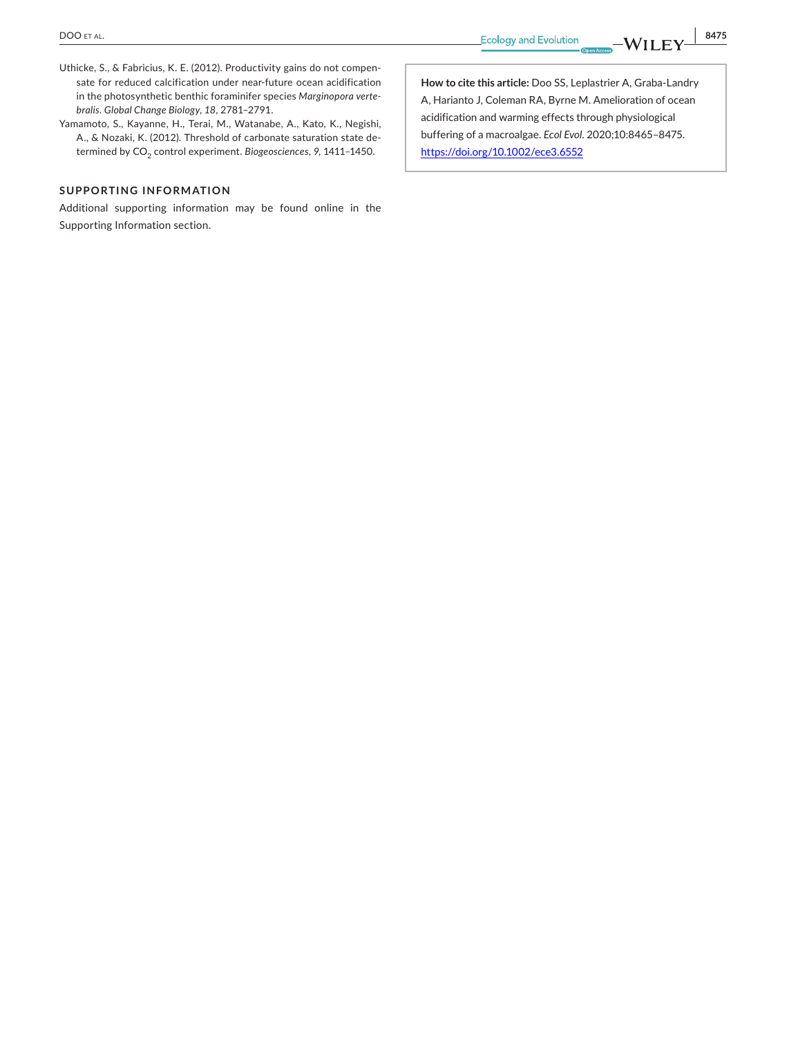Uthicke, S., & Fabricius, K. E. (2012). Productivity gains do not compensate for reduced calcification under near-future ocean acidification in the photosynthetic benthic foraminifer species *Marginopora vertebralis*. *Global Change Biology*, *18*, 2781–2791.

Yamamoto, S., Kayanne, H., Terai, M., Watanabe, A., Kato, K., Negishi, A., & Nozaki, K. (2012). Threshold of carbonate saturation state determined by $CO_2$ control experiment. *Biogeosciences*, *9*, 1411–1450.

## SUPPORTING INFORMATION

Additional supporting information may be found online in the Supporting Information section.

**How to cite this article:** Doo SS, Leplastrier A, Graba-Landry A, Harianto J, Coleman RA, Byrne M. Amelioration of ocean acidification and warming effects through physiological buffering of a macroalgae. *Ecol Evol*. 2020;10:8465–8475. https://doi.org/10.1002/ece3.6552